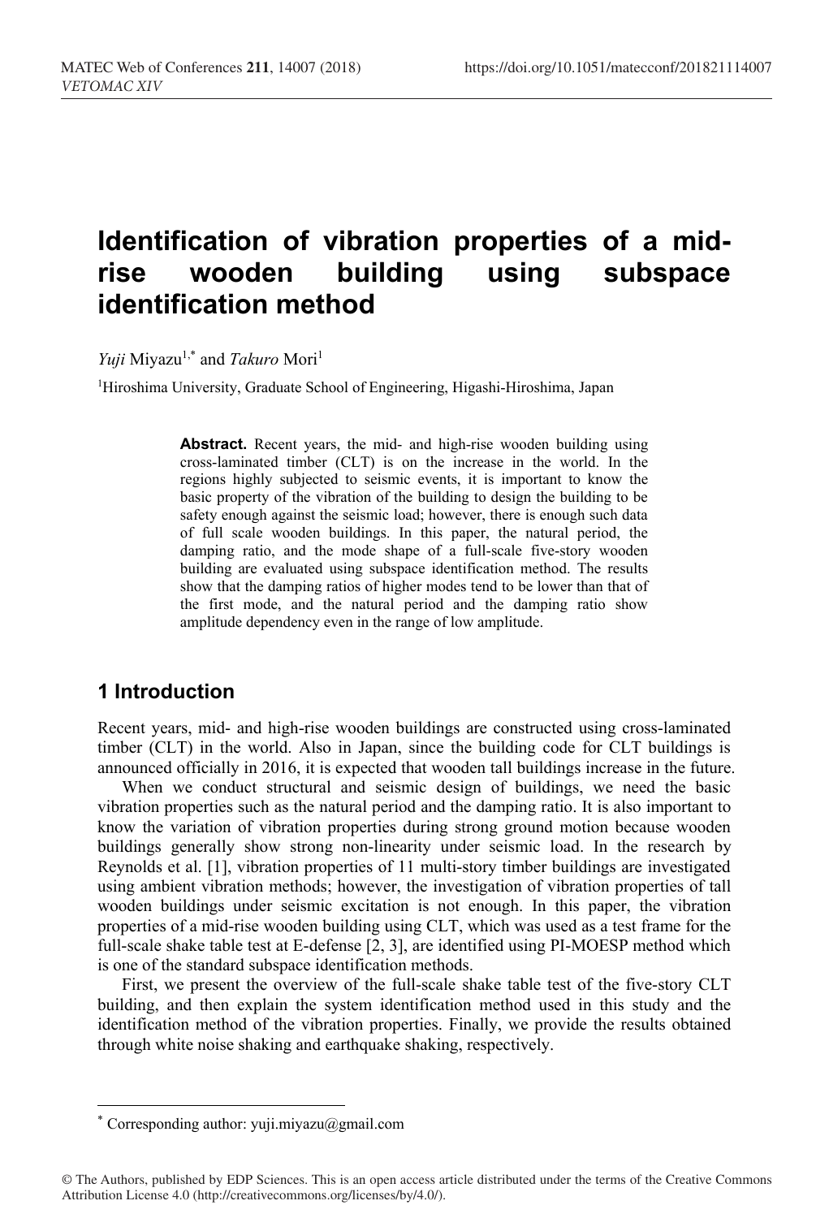# Identification of vibration properties of a mid-rise wooden building using subspace identification method

*Yuji* Miyazu[1,*] and *Takuro* Mori[1]

[1]Hiroshima University, Graduate School of Engineering, Higashi-Hiroshima, Japan

**Abstract.** Recent years, the mid- and high-rise wooden building using cross-laminated timber (CLT) is on the increase in the world. In the regions highly subjected to seismic events, it is important to know the basic property of the vibration of the building to design the building to be safety enough against the seismic load; however, there is enough such data of full scale wooden buildings. In this paper, the natural period, the damping ratio, and the mode shape of a full-scale five-story wooden building are evaluated using subspace identification method. The results show that the damping ratios of higher modes tend to be lower than that of the first mode, and the natural period and the damping ratio show amplitude dependency even in the range of low amplitude.

## 1 Introduction

Recent years, mid- and high-rise wooden buildings are constructed using cross-laminated timber (CLT) in the world. Also in Japan, since the building code for CLT buildings is announced officially in 2016, it is expected that wooden tall buildings increase in the future.

When we conduct structural and seismic design of buildings, we need the basic vibration properties such as the natural period and the damping ratio. It is also important to know the variation of vibration properties during strong ground motion because wooden buildings generally show strong non-linearity under seismic load. In the research by Reynolds et al. [1], vibration properties of 11 multi-story timber buildings are investigated using ambient vibration methods; however, the investigation of vibration properties of tall wooden buildings under seismic excitation is not enough. In this paper, the vibration properties of a mid-rise wooden building using CLT, which was used as a test frame for the full-scale shake table test at E-defense [2, 3], are identified using PI-MOESP method which is one of the standard subspace identification methods.

First, we present the overview of the full-scale shake table test of the five-story CLT building, and then explain the system identification method used in this study and the identification method of the vibration properties. Finally, we provide the results obtained through white noise shaking and earthquake shaking, respectively.

[*] Corresponding author: yuji.miyazu@gmail.com

© The Authors, published by EDP Sciences. This is an open access article distributed under the terms of the Creative Commons Attribution License 4.0 (http://creativecommons.org/licenses/by/4.0/).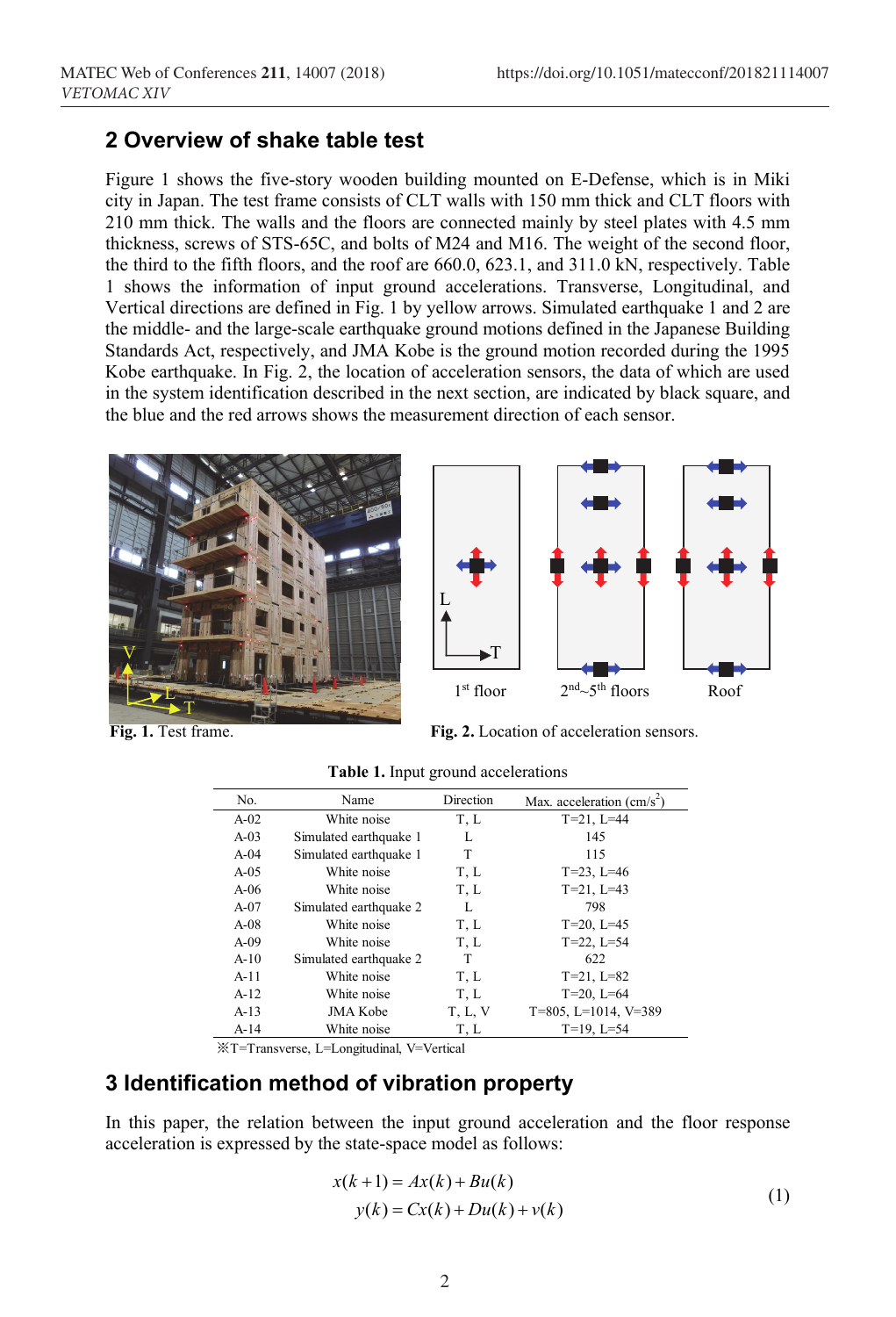## 2 Overview of shake table test

Figure 1 shows the five-story wooden building mounted on E-Defense, which is in Miki city in Japan. The test frame consists of CLT walls with 150 mm thick and CLT floors with 210 mm thick. The walls and the floors are connected mainly by steel plates with 4.5 mm thickness, screws of STS-65C, and bolts of M24 and M16. The weight of the second floor, the third to the fifth floors, and the roof are 660.0, 623.1, and 311.0 kN, respectively. Table 1 shows the information of input ground accelerations. Transverse, Longitudinal, and Vertical directions are defined in Fig. 1 by yellow arrows. Simulated earthquake 1 and 2 are the middle- and the large-scale earthquake ground motions defined in the Japanese Building Standards Act, respectively, and JMA Kobe is the ground motion recorded during the 1995 Kobe earthquake. In Fig. 2, the location of acceleration sensors, the data of which are used in the system identification described in the next section, are indicated by black square, and the blue and the red arrows shows the measurement direction of each sensor.

**Fig. 1.** Test frame.

L

T

1st floor

2nd~5th floors

Roof

**Fig. 2.** Location of acceleration sensors.

**Table 1.** Input ground accelerations

| No. | Name | Direction | Max. acceleration (cm/s$^2$) |
|---|---|---|---|
| A-02 | White noise | T, L | T=21, L=44 |
| A-03 | Simulated earthquake 1 | L | 145 |
| A-04 | Simulated earthquake 1 | T | 115 |
| A-05 | White noise | T, L | T=23, L=46 |
| A-06 | White noise | T, L | T=21, L=43 |
| A-07 | Simulated earthquake 2 | L | 798 |
| A-08 | White noise | T, L | T=20, L=45 |
| A-09 | White noise | T, L | T=22, L=54 |
| A-10 | Simulated earthquake 2 | T | 622 |
| A-11 | White noise | T, L | T=21, L=82 |
| A-12 | White noise | T, L | T=20, L=64 |
| A-13 | JMA Kobe | T, L, V | T=805, L=1014, V=389 |
| A-14 | White noise | T, L | T=19, L=54 |

※T=Transverse, L=Longitudinal, V=Vertical

## 3 Identification method of vibration property

In this paper, the relation between the input ground acceleration and the floor response acceleration is expressed by the state-space model as follows:

$$
\begin{aligned}
x(k+1) &= Ax(k) + Bu(k) \\
y(k) &= Cx(k) + Du(k) + v(k)
\end{aligned}
\tag{1}
$$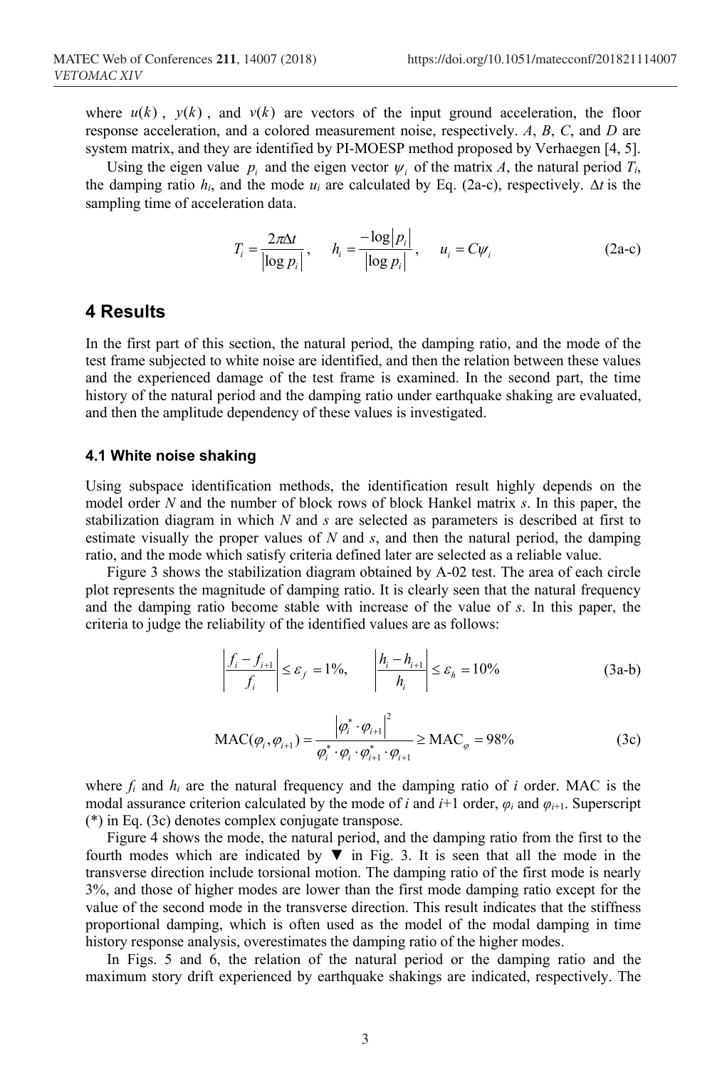where $u(k)$, $y(k)$, and $v(k)$ are vectors of the input ground acceleration, the floor response acceleration, and a colored measurement noise, respectively. *A*, *B*, *C*, and *D* are system matrix, and they are identified by PI-MOESP method proposed by Verhaegen [4, 5].

Using the eigen value $p_i$ and the eigen vector $\psi_i$ of the matrix *A*, the natural period $T_i$, the damping ratio $h_i$, and the mode $u_i$ are calculated by Eq. (2a-c), respectively. $\Delta t$ is the sampling time of acceleration data.

$$T_i = \frac{2\pi\Delta t}{\left|\log p_i\right|}, \quad h_i = \frac{-\log\left|p_i\right|}{\left|\log p_i\right|}, \quad u_i = C\psi_i \tag{2a-c}$$

## 4 Results

In the first part of this section, the natural period, the damping ratio, and the mode of the test frame subjected to white noise are identified, and then the relation between these values and the experienced damage of the test frame is examined. In the second part, the time history of the natural period and the damping ratio under earthquake shaking are evaluated, and then the amplitude dependency of these values is investigated.

### 4.1 White noise shaking

Using subspace identification methods, the identification result highly depends on the model order *N* and the number of block rows of block Hankel matrix *s*. In this paper, the stabilization diagram in which *N* and *s* are selected as parameters is described at first to estimate visually the proper values of *N* and *s*, and then the natural period, the damping ratio, and the mode which satisfy criteria defined later are selected as a reliable value.

Figure 3 shows the stabilization diagram obtained by A-02 test. The area of each circle plot represents the magnitude of damping ratio. It is clearly seen that the natural frequency and the damping ratio become stable with increase of the value of *s*. In this paper, the criteria to judge the reliability of the identified values are as follows:

$$\left|\frac{f_i - f_{i+1}}{f_i}\right| \le \varepsilon_f = 1\%, \quad \left|\frac{h_i - h_{i+1}}{h_i}\right| \le \varepsilon_h = 10\% \tag{3a-b}$$

$$\mathrm{MAC}(\varphi_i, \varphi_{i+1}) = \frac{\left|\varphi_i^* \cdot \varphi_{i+1}\right|^2}{\varphi_i^* \cdot \varphi_i \cdot \varphi_{i+1}^* \cdot \varphi_{i+1}} \ge \mathrm{MAC}_\varphi = 98\% \tag{3c}$$

where $f_i$ and $h_i$ are the natural frequency and the damping ratio of *i* order. MAC is the modal assurance criterion calculated by the mode of *i* and *i*+1 order, $\varphi_i$ and $\varphi_{i+1}$. Superscript (*) in Eq. (3c) denotes complex conjugate transpose.

Figure 4 shows the mode, the natural period, and the damping ratio from the first to the fourth modes which are indicated by ▼ in Fig. 3. It is seen that all the mode in the transverse direction include torsional motion. The damping ratio of the first mode is nearly 3%, and those of higher modes are lower than the first mode damping ratio except for the value of the second mode in the transverse direction. This result indicates that the stiffness proportional damping, which is often used as the model of the modal damping in time history response analysis, overestimates the damping ratio of the higher modes.

In Figs. 5 and 6, the relation of the natural period or the damping ratio and the maximum story drift experienced by earthquake shakings are indicated, respectively. The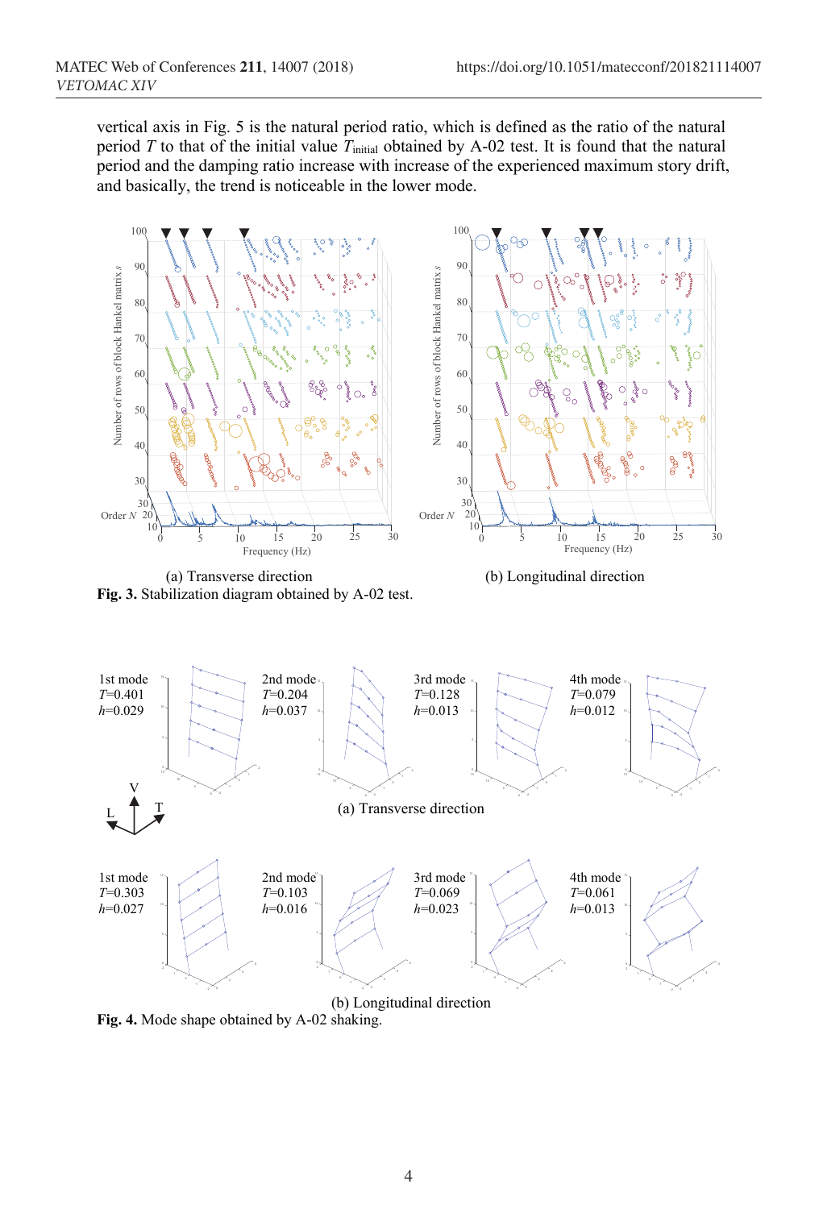vertical axis in Fig. 5 is the natural period ratio, which is defined as the ratio of the natural period $T$ to that of the initial value $T_{\text{initial}}$ obtained by A-02 test. It is found that the natural period and the damping ratio increase with increase of the experienced maximum story drift, and basically, the trend is noticeable in the lower mode.

100
90
80
70
60
50
40
30
Number of rows of block Hankel matrix $s$
Order $N$ 30 20 10
0 5 10 15 20 25 30
Frequency (Hz)

(a) Transverse direction

100
90
80
70
60
50
40
30
Number of rows of block Hankel matrix $s$
Order $N$ 30 20 10
0 5 10 15 20 25 30
Frequency (Hz)

(b) Longitudinal direction

**Fig. 3.** Stabilization diagram obtained by A-02 test.

1st mode
$T$=0.401
$h$=0.029

2nd mode
$T$=0.204
$h$=0.037

3rd mode
$T$=0.128
$h$=0.013

4th mode
$T$=0.079
$h$=0.012

V
L T

(a) Transverse direction

1st mode
$T$=0.303
$h$=0.027

2nd mode
$T$=0.103
$h$=0.016

3rd mode
$T$=0.069
$h$=0.023

4th mode
$T$=0.061
$h$=0.013

(b) Longitudinal direction

**Fig. 4.** Mode shape obtained by A-02 shaking.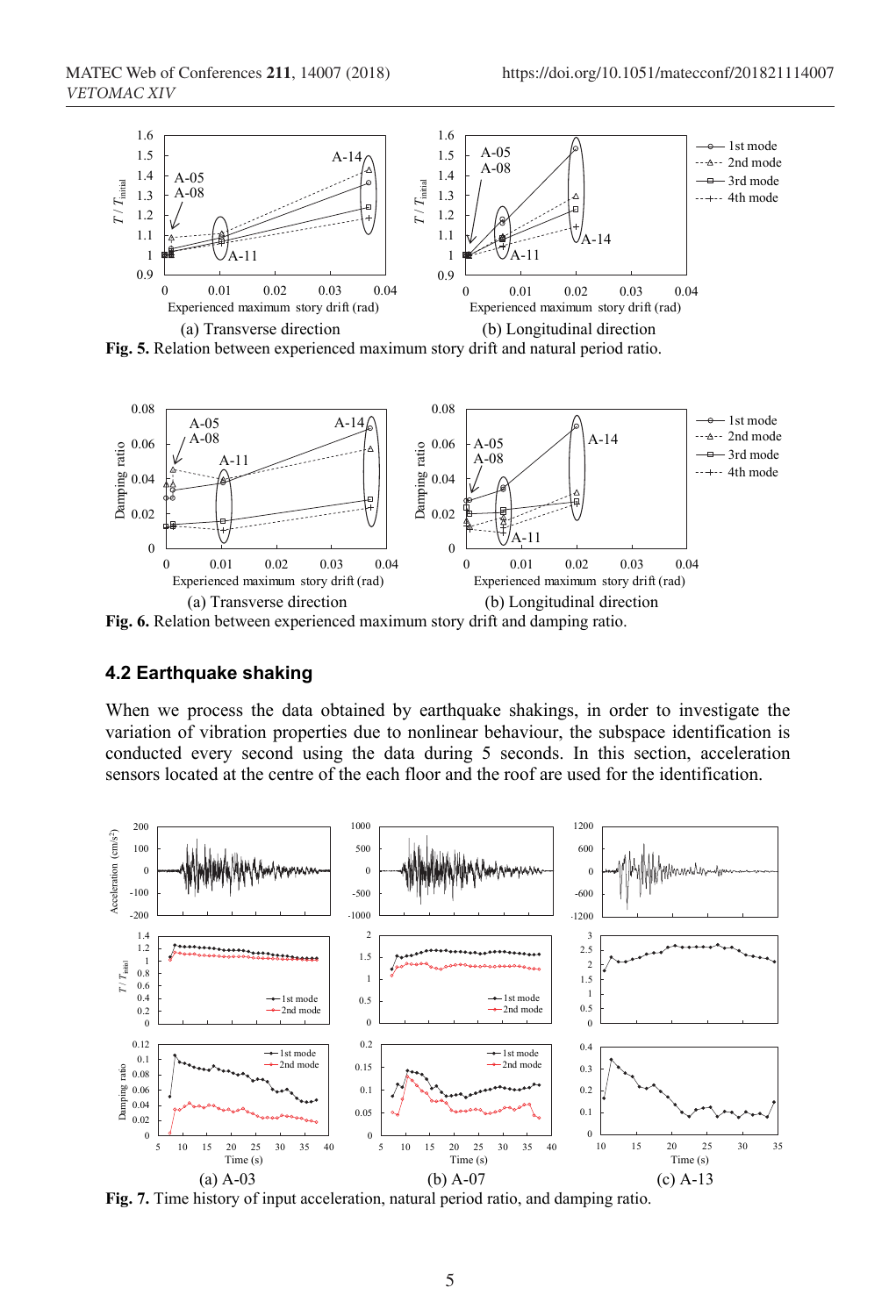1.6
1.5
1.4
1.3
1.2
1.1
1
0.9
$T$ / $T_{initial}$
A-05
A-08
A-14
A-11
0 0.01 0.02 0.03 0.04
Experienced maximum story drift (rad)
(a) Transverse direction

1.6
1.5
1.4
1.3
1.2
1.1
1
0.9
$T$ / $T_{initial}$
A-05
A-08
A-14
A-11
0 0.01 0.02 0.03 0.04
Experienced maximum story drift (rad)
(b) Longitudinal direction

1st mode
2nd mode
3rd mode
4th mode

**Fig. 5.** Relation between experienced maximum story drift and natural period ratio.

0.08
0.06
0.04
0.02
0
Damping ratio
A-05
A-08
A-14
A-11
0 0.01 0.02 0.03 0.04
Experienced maximum story drift (rad)
(a) Transverse direction

0.08
0.06
0.04
0.02
0
Damping ratio
A-05
A-08
A-14
A-11
0 0.01 0.02 0.03 0.04
Experienced maximum story drift (rad)
(b) Longitudinal direction

1st mode
2nd mode
3rd mode
4th mode

**Fig. 6.** Relation between experienced maximum story drift and damping ratio.

### 4.2 Earthquake shaking

When we process the data obtained by earthquake shakings, in order to investigate the variation of vibration properties due to nonlinear behaviour, the subspace identification is conducted every second using the data during 5 seconds. In this section, acceleration sensors located at the centre of the each floor and the roof are used for the identification.

Acceleration (cm/s²)
200
100
0
-100
-200

1000
500
0
-500
-1000

1200
600
0
-600
-1200

$T$ / $T_{initial}$
1.4
1.2
1
0.8
0.6
0.4
0.2
0
1st mode
2nd mode

2
1.5
1
0.5
0
1st mode
2nd mode

3
2.5
2
1.5
1
0.5
0

Damping ratio
0.12
0.1
0.08
0.06
0.04
0.02
0
1st mode
2nd mode
5 10 15 20 25 30 35 40
Time (s)

0.2
0.15
0.1
0.05
0
1st mode
2nd mode
5 10 15 20 25 30 35 40
Time (s)

0.4
0.3
0.2
0.1
0
10 15 20 25 30 35
Time (s)

(a) A-03 (b) A-07 (c) A-13

**Fig. 7.** Time history of input acceleration, natural period ratio, and damping ratio.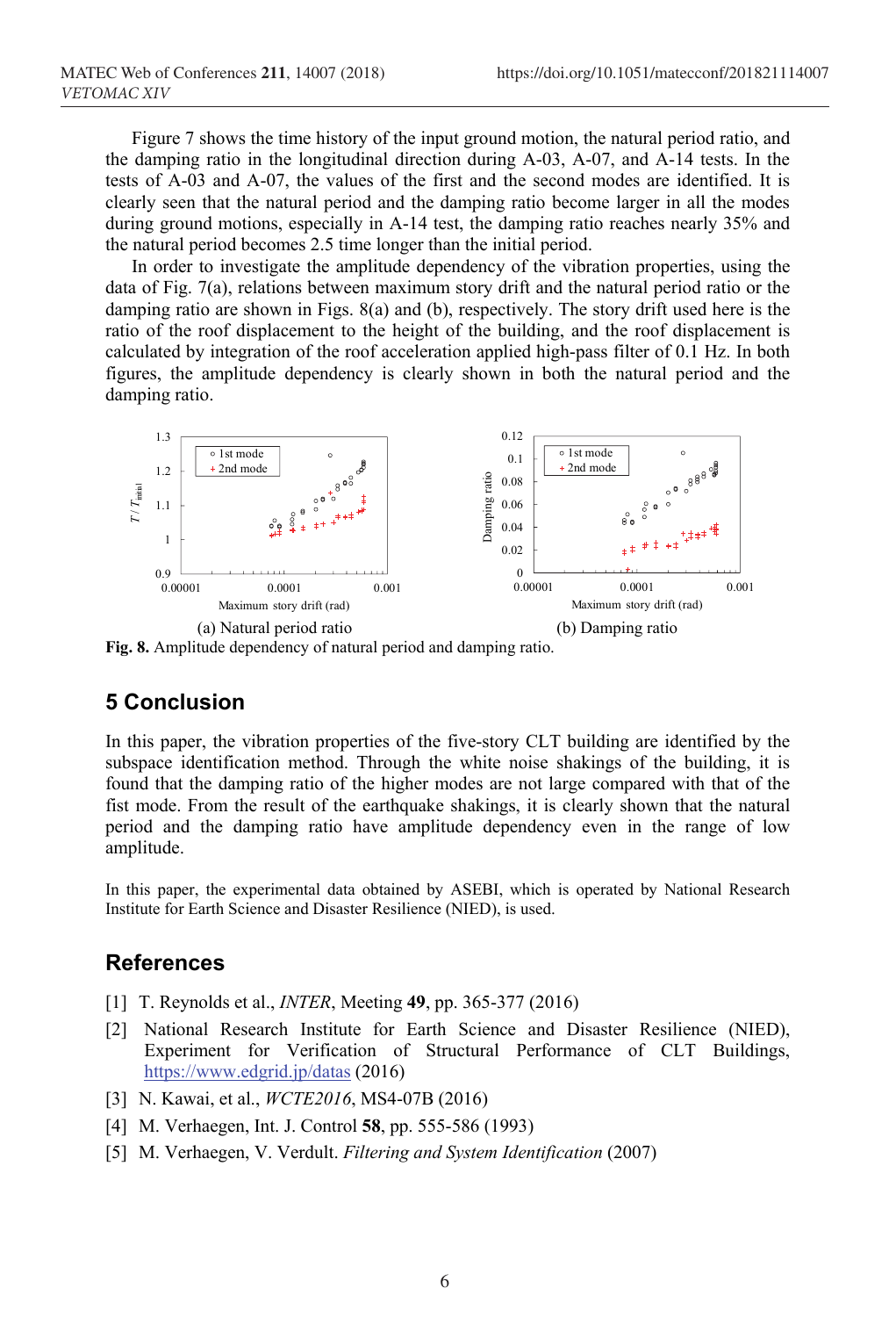Figure 7 shows the time history of the input ground motion, the natural period ratio, and the damping ratio in the longitudinal direction during A-03, A-07, and A-14 tests. In the tests of A-03 and A-07, the values of the first and the second modes are identified. It is clearly seen that the natural period and the damping ratio become larger in all the modes during ground motions, especially in A-14 test, the damping ratio reaches nearly 35% and the natural period becomes 2.5 time longer than the initial period.

In order to investigate the amplitude dependency of the vibration properties, using the data of Fig. 7(a), relations between maximum story drift and the natural period ratio or the damping ratio are shown in Figs. 8(a) and (b), respectively. The story drift used here is the ratio of the roof displacement to the height of the building, and the roof displacement is calculated by integration of the roof acceleration applied high-pass filter of 0.1 Hz. In both figures, the amplitude dependency is clearly shown in both the natural period and the damping ratio.

1.3
1.2
1.1
1
0.9
$T / T_{initial}$
○ 1st mode
+ 2nd mode
0.00001
0.0001
0.001
Maximum story drift (rad)

(a) Natural period ratio

0.12
0.1
0.08
0.06
0.04
0.02
0
Damping ratio
○ 1st mode
+ 2nd mode
0.00001
0.0001
0.001
Maximum story drift (rad)

(b) Damping ratio

**Fig. 8.** Amplitude dependency of natural period and damping ratio.

## 5 Conclusion

In this paper, the vibration properties of the five-story CLT building are identified by the subspace identification method. Through the white noise shakings of the building, it is found that the damping ratio of the higher modes are not large compared with that of the fist mode. From the result of the earthquake shakings, it is clearly shown that the natural period and the damping ratio have amplitude dependency even in the range of low amplitude.

In this paper, the experimental data obtained by ASEBI, which is operated by National Research Institute for Earth Science and Disaster Resilience (NIED), is used.

## References

[1] T. Reynolds et al., *INTER*, Meeting **49**, pp. 365-377 (2016)

[2] National Research Institute for Earth Science and Disaster Resilience (NIED), Experiment for Verification of Structural Performance of CLT Buildings, https://www.edgrid.jp/datas (2016)

[3] N. Kawai, et al., *WCTE2016*, MS4-07B (2016)

[4] M. Verhaegen, Int. J. Control **58**, pp. 555-586 (1993)

[5] M. Verhaegen, V. Verdult. *Filtering and System Identification* (2007)